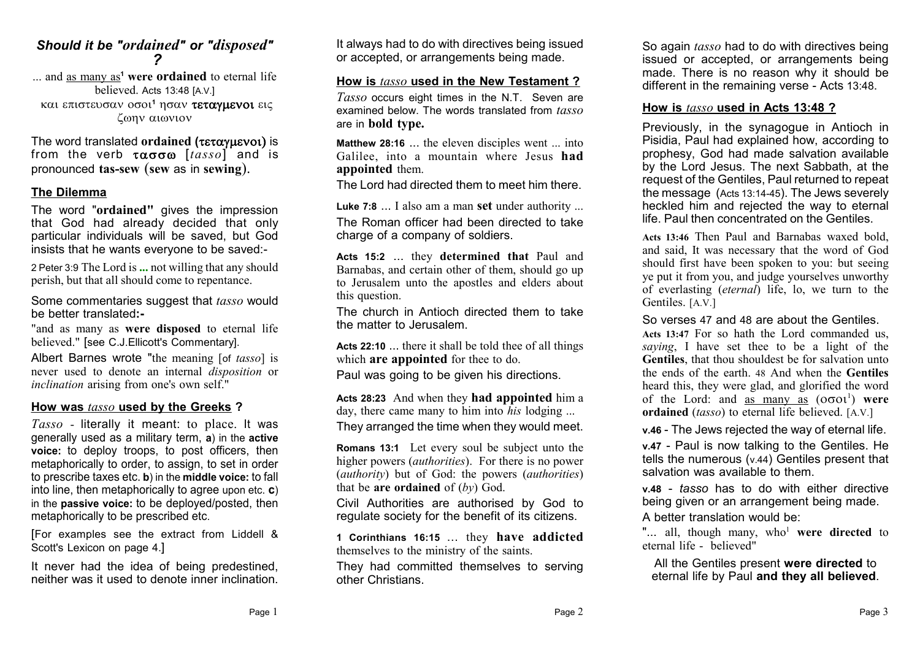## *Should it be "ordained" or "disposed" ?*

... and as many as[1] **were ordained** to eternal life believed. Acts 13:48 [A.V.]

και επιστευσαν οσοι[1] ησαν **τεταγμενοι** εις ζωην αιωνιον

The word translated **ordained (τεταγμενοι)** is from the verb **τασσω** [*tasso*] and is pronounced **tas-sew** (**sew** as in **sewing**).

### The Dilemma

The word "**ordained"** gives the impression that God had already decided that only particular individuals will be saved, but God insists that he wants everyone to be saved:-

2 Peter 3:9 The Lord is **...** not willing that any should perish, but that all should come to repentance.

Some commentaries suggest that *tasso* would be better translated**:-**

"and as many as **were disposed** to eternal life believed." [see C.J.Ellicott's Commentary].

Albert Barnes wrote "the meaning [of *tasso*] is never used to denote an internal *disposition* or *inclination* arising from one's own self."

### How was *tasso* used by the Greeks ?

*Tasso* - literally it meant: to place. It was generally used as a military term, **a**) in the **active voice:** to deploy troops, to post officers, then metaphorically to order, to assign, to set in order to prescribe taxes etc. **b**) in the **middle voice:** to fall into line, then metaphorically to agree upon etc. **c**) in the **passive voice:** to be deployed/posted, then metaphorically to be prescribed etc.

[For examples see the extract from Liddell & Scott's Lexicon on page 4.]

It never had the idea of being predestined, neither was it used to denote inner inclination. It always had to do with directives being issued or accepted, or arrangements being made.

### How is *tasso* used in the New Testament ?

*Tasso* occurs eight times in the N.T. Seven are examined below. The words translated from *tasso* are in **bold type.**

**Matthew 28:16** ... the eleven disciples went ... into Galilee, into a mountain where Jesus **had appointed** them.

The Lord had directed them to meet him there.

**Luke 7:8** ... I also am a man **set** under authority ...

The Roman officer had been directed to take charge of a company of soldiers.

**Acts 15:2** ... they **determined that** Paul and Barnabas, and certain other of them, should go up to Jerusalem unto the apostles and elders about this question.

The church in Antioch directed them to take the matter to Jerusalem.

**Acts 22:10** ... there it shall be told thee of all things which **are appointed** for thee to do.

Paul was going to be given his directions.

**Acts 28:23** And when they **had appointed** him a day, there came many to him into *his* lodging ...

They arranged the time when they would meet.

**Romans 13:1** Let every soul be subject unto the higher powers (*authorities*). For there is no power (*authority*) but of God: the powers (*authorities*) that be **are ordained** of (*by*) God.

Civil Authorities are authorised by God to regulate society for the benefit of its citizens.

**1 Corinthians 16:15** ... they **have addicted** themselves to the ministry of the saints.

They had committed themselves to serving other Christians.

So again *tasso* had to do with directives being issued or accepted, or arrangements being made. There is no reason why it should be different in the remaining verse - Acts 13:48.

### How is *tasso* used in Acts 13:48 ?

Previously, in the synagogue in Antioch in Pisidia, Paul had explained how, according to prophesy, God had made salvation available by the Lord Jesus. The next Sabbath, at the request of the Gentiles, Paul returned to repeat the message (Acts 13:14-45). The Jews severely heckled him and rejected the way to eternal life. Paul then concentrated on the Gentiles.

**Acts 13:46** Then Paul and Barnabas waxed bold, and said, It was necessary that the word of God should first have been spoken to you: but seeing ye put it from you, and judge yourselves unworthy of everlasting (*eternal*) life, lo, we turn to the Gentiles. [A.V.]

So verses 47 and 48 are about the Gentiles.

**Acts 13:47** For so hath the Lord commanded us, *saying*, I have set thee to be a light of the **Gentiles**, that thou shouldest be for salvation unto the ends of the earth. 48 And when the **Gentiles** heard this, they were glad, and glorified the word of the Lord: and as many as (οσοι[1]) **were ordained** (*tasso*) to eternal life believed. [A.V.]

**v.46** - The Jews rejected the way of eternal life.

**v.47** - Paul is now talking to the Gentiles. He tells the numerous (v.44) Gentiles present that salvation was available to them.

**v.48** - *tasso* has to do with either directive being given or an arrangement being made.

A better translation would be:

"... all, though many, who[1] **were directed** to eternal life - believed"

All the Gentiles present **were directed** to eternal life by Paul **and they all believed**.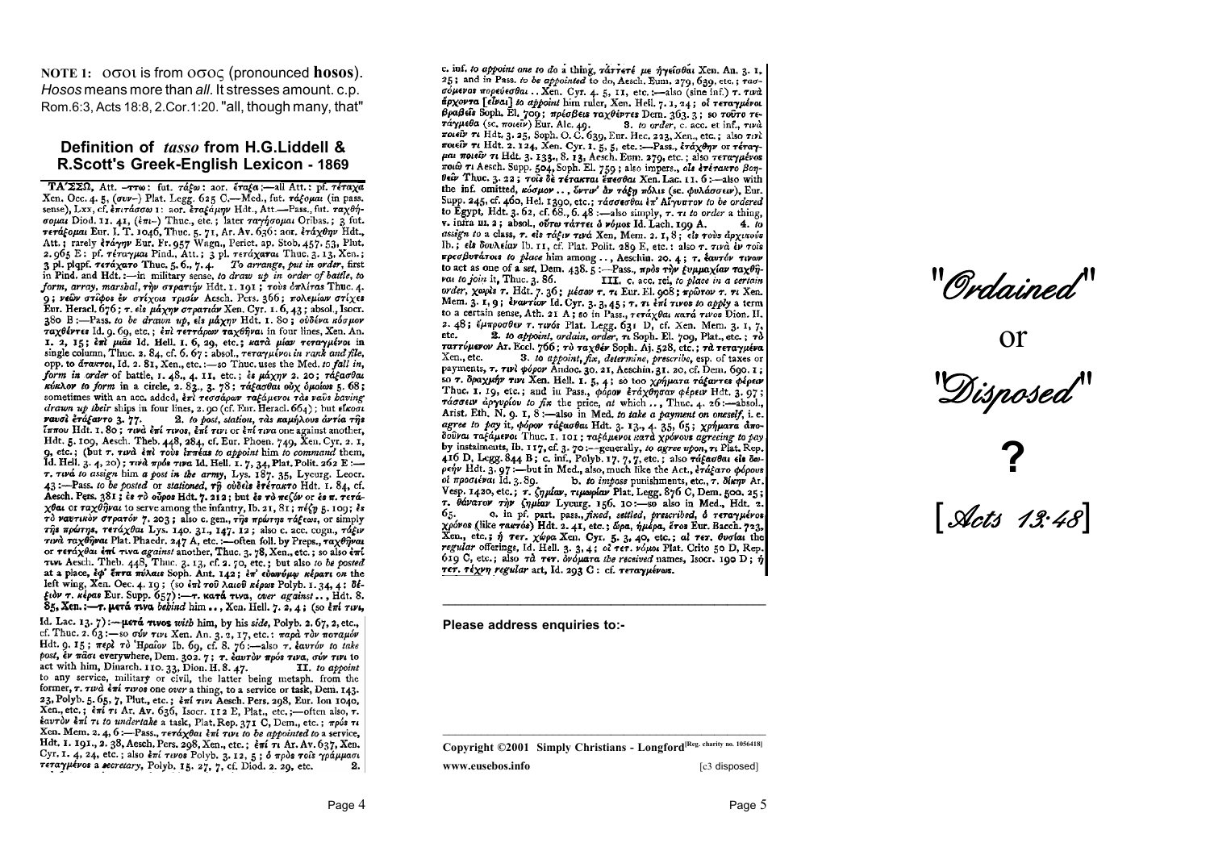**NOTE 1:** οσοι is from οσος (pronounced **hosos**). *Hosos* means more than *all*. It stresses amount. c.p. Rom.6:3, Acts 18:8, 2.Cor.1:20. "all, though many, that"

## Definition of *tasso* from H.G.Liddell & R.Scott's Greek-English Lexicon - 1869

ΤΑ'ΣΣΩ, Att. -ττω: fut. τάξω: aor. ἔταξα:—all Att.: pf. τέταχα Xen. Occ. 4. 5, (συν-) Plat. Legg. 625 C.—Med., fut. τάξομαι (in pass. sense), Lxx, cf. ἐπιτάσσω 1: aor. ἐταξάμην Hdt., Att.—Pass., fut. ταχθήσομαι Diod. 11. 41, (ἐπι-) Thuc., etc.; later ταγήσομαι Oribas.; 3 fut. τετάξομαι Eur. I. T. 1046, Thuc. 5. 71, Ar. Av. 636: aor. ἐτάχθην Hdt., Att.; rarely ἐτάγην Eur. Fr. 957 Wagn., Perict. ap. Stob. 457. 53, Plut. 2. 965 E: pf. τέταγμαι Pind., Att.; 3 pl. τετάχαται Thuc. 3. 13, Xen.; 3 pl. plqpf. τετάχατο Thuc. 5. 6., 7. 4. *To arrange, put in order*, first in Pind. and Hdt.:—in military sense, *to draw up in order of battle, to form, array, marshal*, τὴν στρατιήν Hdt. 1. 191; τοὺς ὁπλίτας Thuc. 4. 9; νεῶν στῖφος ἐν στίχοις τρισίν Aesch. Pers. 366; πολεμίων στίχες Eur. Heracl. 676; τ. εἰς μάχην στρατιάν Xen. Cyr. 1. 6, 43; absol., Isocr. 380 B:—Pass. *to be drawn up*, εἰς μάχην Hdt. 1. 80; οὐδένα κόσμον ταχθέντες Id. 9. 69, etc.; ἐπὶ τεττάρων ταχθῆναι *in four lines*, Xen. An. 1. 2, 15; ἐπὶ μιᾶς Id. Hell. 1. 6, 29, etc.; κατὰ μίαν τεταγμένοι *in single column*, Thuc. 2. 84, cf. 6. 67: absol., τεταγμένοι *in rank and file*, opp. to ἄτακτοι, Id. 2. 81, Xen., etc.:—so Thuc. uses the Med. *to fall in, form in order* of battle, 1. 48., 4. 11, etc.; ἐς μάχην 2. 20; τάξασθαι κύκλον *to form in a circle*, 2. 83., 3. 78; τάξασθαι οὐχ ὁμοίως 5. 68; sometimes with an acc. added, ἐπὶ τεσσάρων ταξάμενοι τὰς ναῦς *having drawn up their ships in four lines*, 2. 90 (cf. Eur. Heracl. 664); but εἴκοσι ναυσὶ ἐτάξαντο 3. 77. 2. *to post, station*, τὰς καμήλους ἀντία τῆς ἵππου Hdt. 1. 80; τινὰ ἐπί τινος, ἐπί τινι or ἐπί τινα *one against another*, Hdt. 5. 109, Aesch. Theb. 448, 284, cf. Eur. Phoen. 749, Xen. Cyr. 2. 1, 9, etc.; (but τ. τινὰ ἐπὶ τοὺς ἱππέας *to appoint him to command them*, Id. Hell. 3. 4, 20); τινὰ πρός τινα Id. Hell. 1. 7, 34, Plat. Polit. 262 E:—τ. τινὰ *to assign him a post in the army*, Lys. 187. 35, Lycurg. Leocr. 43:—Pass. *to be posted* or *stationed*, τῇ οὐδεὶς ἐτέτακτο Hdt. 1. 84, cf. Aesch. Pers. 381; ἐς τὸ οὖρος Hdt. 7. 212; but ἐς τὸ πεζὸν or ἐς π. τετάχθαι or ταχθῆναι *to serve among the infantry*, Ib. 21, 81; πέζῃ 5. 109; ἐς τὸ ναυτικὸν στρατόν 7. 203; also c. gen., τῆς πρώτης τάξεως, or simply τῆς πρώτης, τετάχθαι Lys. 140. 31., 147. 12; also c. acc. cogn., τάξιν τινὰ ταχθῆναι Plat. Phaedr. 247 A, etc.:—often foll. by Preps., ταχθῆναι or τετάχθαι ἐπί τινα *against* another, Thuc. 3. 78, Xen., etc.; so also ἐπί τινι Aesch. Theb. 448, Thuc. 3. 20, etc.; but also *to be posted* at a place, ἐφ' ἑπτὰ πύλαις Soph. Ant. 142; ἐπ' εὐωνύμῳ κέρατι *on the left wing*, Xen. Oec. 4. 19; (so ἐπὶ τοῦ λαιοῦ κέρως Polyb. 1. 34, 4: δεξιὸν τ. κέρας Eur. Supp. 657):—τ. κατά τινα, *over against..*, Hdt. 8. 85, Xen.:—τ. μετά τινα *behind* him.., Xen. Hell. 7. 2, 4; (so ἐπί τινι, Id. Lac. 13. 7):—μετά τινος *with* him, *by his side*, Polyb. 2. 67, 2, etc., cf. Thuc. 2. 63:—so σύν τινι Xen. An. 3. 2, 17, etc.: παρὰ τὸν ποταμόν Hdt. 9. 15; περὶ τὸ Ἡραῖον Ib. 69, cf. 8. 76:—also τ. ἑαυτὸν *to take post*, ἐν πᾶσι everywhere, Dem. 302. 7; τ. ἑαυτὸν πρός τινα, σύν τινι *to act with him*, Dinarch. 110. 33, Dion. H. 8. 47. II. *to appoint* to any service, military or civil, the latter being metaph. from the former, τ. τινὰ ἐπί τινος one *over* a thing, to a service or task, Dem. 143. 23, Polyb. 5. 65, 7, Plut., etc.; ἐπί τινι Aesch. Pers. 298, Eur. Ion 1040, Xen., etc.; ἐπί τι Ar. Av. 636, Isocr. 112 E, Plat., etc.;—often also, τ. ἑαυτὸν ἐπί τι *to undertake* a task, Plat. Rep. 371 C, Dem., etc.; πρός τι Xen. Mem. 2. 4, 6:—Pass., τετάχθαι ἐπί τινι *to be appointed* to a service, Hdt. 1. 191., 3. 38, Aesch. Pers. 298, Xen., etc.; ἐπί τι Ar. Av. 637, Xen. Cyr. 1. 4, 24, etc.; also ἐπί τινος Polyb. 3. 12, 5; ὁ πρὸς τοῖς γράμμασι τεταγμένος *a secretary*, Polyb. 15. 27, 7, cf. Diod. 2. 29, etc. 2. c. inf. *to appoint* one *to do* a thing, τάττετέ με ἡγεῖσθαι Xen. An. 3. 1, 25; and in Pass. *to be appointed* to do, Aesch. Eum. 279, 639, etc.; ταξάμενος πορεύεσθαι.. Xen. Cyr. 4. 5, 11, etc.:—also (sine inf.) τ. τινὰ ἄρχοντα [εἶναι] *to appoint* him ruler, Xen. Hell. 7. 1, 24; οἱ τεταγμένοι βραβῆς Soph. El. 709; πρέσβεις ταχθέντες Dem. 363. 3; so τοῦτο τετάγμεθα (sc. ποιεῖν) Eur. Alc. 49. 3. *to order*, c. acc. et inf., τινὰ ποιεῖν τι Hdt. 3. 25, Soph. O. C. 639, Eur. Hec. 223, Xen., etc.; also τινὶ ποιεῖν τι Hdt. 2. 124, Xen. Cyr. 1. 5, 5, etc.:—Pass., ἐτάχθην or τέταγμαι ποιεῖν τι Hdt. 3. 133., 8. 13, Aesch. Eum. 279, etc.; also τεταγμένος ποιῶ τι Aesch. Supp. 504, Soph. El. 759; also impers., οἷς ἐτέτακτο βοηθεῖν Thuc. 3. 22; τοῖς δὲ τέτακται ἕπεσθαι Xen. Lac. 11. 6:—also with the inf. omitted, κόσμον.., ὄντιν' ἂν τάξῃ πόλις (sc. φυλάσσειν), Eur. Supp. 245, cf. 460, Hel. 1390, etc.; τάσσεσθαι ἐπ' Αἴγυπτον *to be ordered to Egypt*, Hdt. 3. 62, cf. 68., 6. 48:—also simply, τ. τι *to order* a thing, v. infra III. 2; absol., οὕτω τάττει ὁ νόμος Id. Lach. 199 A. 4. *to assign* to a class, τ. εἰς τάξιν τινά Xen. Mem. 2. 1, 8; εἰς τοὺς ἀρχικοὺς Ib.; εἰς δουλείαν Ib. 11, cf. Plat. Polit. 289 E, etc.: also τ. τινὰ ἐν τοῖς πρεσβυτάτοις *to place* him among.., Aeschin. 20. 4; τ. ἑαυτόν τινων *to act as one of a set*, Dem. 438. 5:—Pass., πρὸς τὴν ξυμμαχίαν ταχθῆναι *to join* it, Thuc. 3. 86. III. c. acc. rei, *to place in a certain order*, χωρὶς τ. Hdt. 7. 36; μέσον τ. τι Eur. El. 908; πρῶτον τ. τι Xen. Mem. 3. 1, 9; ἐναντίον Id. Cyr. 3. 3, 45; τ. τι ἐπί τινος *to apply* a term to a certain sense, Ath. 21 A; so in Pass., τετάχθαι κατά τινος Dion. H. 2. 48; ἔμπροσθεν τ. τινός Plat. Legg. 631 D, cf. Xen. Mem. 3. 1, 7, etc. 2. *to appoint, ordain, order*, τι Soph. El. 709, Plat., etc.; τὸ ταττόμενον Ar. Eccl. 766; τὸ ταχθέν Soph. Aj. 528, etc.; τὰ τεταγμένα Xen., etc. 3. *to appoint, fix, determine, prescribe*, esp. of taxes or payments, τ. τινὶ φόρον Andoc. 30. 21, Aeschin. 31. 20, cf. Dem. 690. 1; so τ. δραχμήν τινι Xen. Hell. 1. 5, 4; so too χρήματα τάξαντες φέρειν Thuc. 1. 19, etc.; and in Pass., φόρον ἐτάχθησαν φέρειν Hdt. 3. 97; τάσσειν ἀργυρίου *to fix the price*, at which.., Thuc. 4. 26:—absol., Arist. Eth. N. 9. 1, 8:—also in Med. *to take a payment on oneself*, i. e. *agree to pay* it, φόρον τάξασθαι Hdt. 3. 13., 4. 35, 65; χρήματα ἀποδοῦναι ταξάμενοι Thuc. 1. 101; ταξάμενοι κατὰ χρόνους *agreeing to pay* by instalments, Ib. 117, cf. 3. 70:—generally, *to agree upon*, τι Plat. Rep. 416 D, Legg. 844 B; c. inf., Polyb. 17. 7, 7, etc.; also τάξασθαι εἰς δωρεὴν Hdt. 3. 97:—but in Med., also, much like the Act., ἐτάξατο φόρους οἱ προσιέναι Id. 3. 89. b. *to impose* punishments, etc., τ. δίκην Ar. Vesp. 1420, etc.; τ. ζημίαν, τιμωρίαν Plat. Legg. 876 C, Dem. 500. 25; τ. θάνατον τὴν ζημίαν Lycurg. 156. 10:—so also in Med., Hdt. 2. 65. c. in pf. part. pass., *fixed, settled, prescribed*, ὁ τεταγμένος χρόνος (like τακτός) Hdt. 2. 41, etc.; ὥρα, ἡμέρα, ἔτος Eur. Bacch. 723, Xen., etc.; ἡ τετ. χώρα Xen. Cyr. 5. 3, 40, etc.; αἱ τετ. θυσίαι *the regular* offerings, Id. Hell. 3. 3, 4; οἱ τετ. νόμοι Plat. Crito 50 D, Rep. 619 C, etc.; also τὰ τετ. ὀνόματα *the received* names, Isocr. 190 D; ἡ τετ. τέχνη *regular* art, Id. 293 C: cf. τεταγμένως.

"*Ordained*"

or

"*Disposed*"

**?**

[*Acts 13:48*]

**Please address enquiries to:-**

**Copyright ©2001 Simply Christians - Longford**[Reg. charity no. 1056418]

**www.eusebos.info** [c3 disposed]